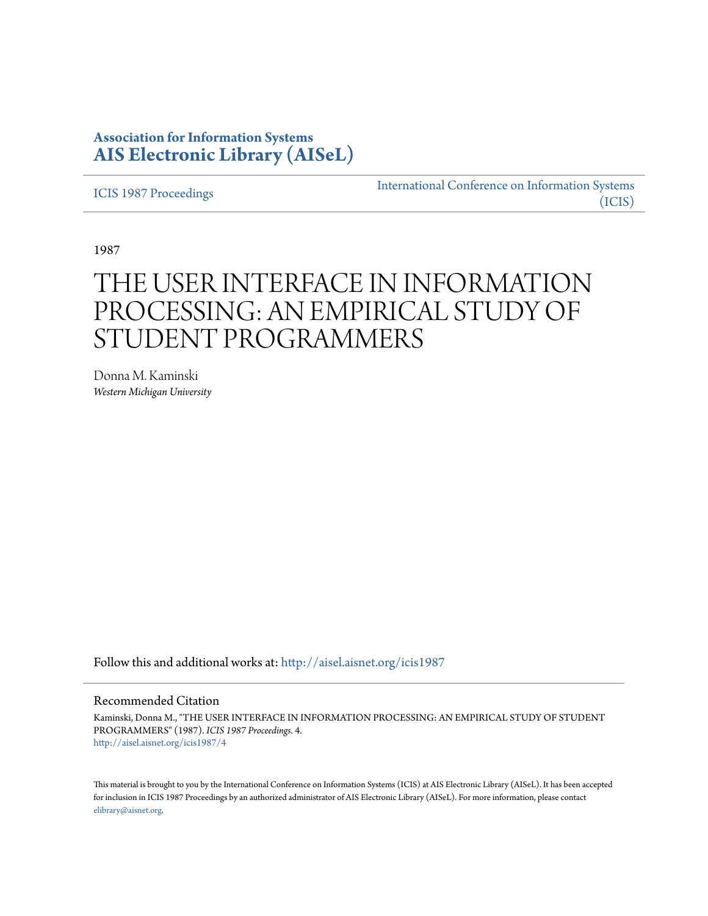**Association for Information Systems**
**AIS Electronic Library (AISeL)**

ICIS 1987 Proceedings

International Conference on Information Systems (ICIS)

1987

# THE USER INTERFACE IN INFORMATION PROCESSING: AN EMPIRICAL STUDY OF STUDENT PROGRAMMERS

Donna M. Kaminski
*Western Michigan University*

Follow this and additional works at: http://aisel.aisnet.org/icis1987

## Recommended Citation

Kaminski, Donna M., "THE USER INTERFACE IN INFORMATION PROCESSING: AN EMPIRICAL STUDY OF STUDENT PROGRAMMERS" (1987). *ICIS 1987 Proceedings*. 4.
http://aisel.aisnet.org/icis1987/4

This material is brought to you by the International Conference on Information Systems (ICIS) at AIS Electronic Library (AISeL). It has been accepted for inclusion in ICIS 1987 Proceedings by an authorized administrator of AIS Electronic Library (AISeL). For more information, please contact elibrary@aisnet.org.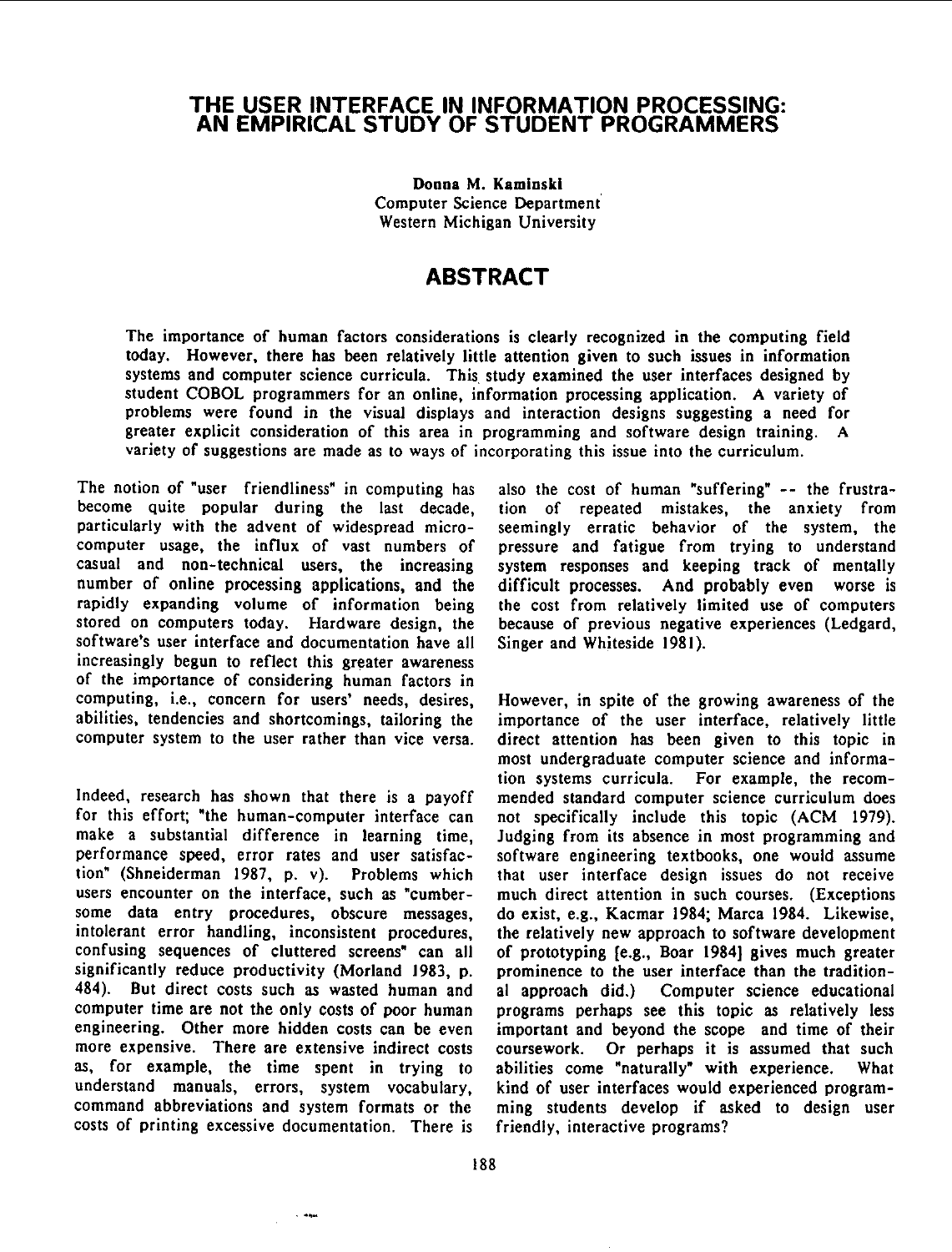# THE USER INTERFACE IN INFORMATION PROCESSING: AN EMPIRICAL STUDY OF STUDENT PROGRAMMERS

**Donna M. Kaminski**
Computer Science Department
Western Michigan University

## ABSTRACT

The importance of human factors considerations is clearly recognized in the computing field today. However, there has been relatively little attention given to such issues in information systems and computer science curricula. This study examined the user interfaces designed by student COBOL programmers for an online, information processing application. A variety of problems were found in the visual displays and interaction designs suggesting a need for greater explicit consideration of this area in programming and software design training. A variety of suggestions are made as to ways of incorporating this issue into the curriculum.

The notion of "user friendliness" in computing has become quite popular during the last decade, particularly with the advent of widespread microcomputer usage, the influx of vast numbers of casual and non-technical users, the increasing number of online processing applications, and the rapidly expanding volume of information being stored on computers today. Hardware design, the software's user interface and documentation have all increasingly begun to reflect this greater awareness of the importance of considering human factors in computing, i.e., concern for users' needs, desires, abilities, tendencies and shortcomings, tailoring the computer system to the user rather than vice versa.

Indeed, research has shown that there is a payoff for this effort; "the human-computer interface can make a substantial difference in learning time, performance speed, error rates and user satisfaction" (Shneiderman 1987, p. v). Problems which users encounter on the interface, such as "cumbersome data entry procedures, obscure messages, intolerant error handling, inconsistent procedures, confusing sequences of cluttered screens" can all significantly reduce productivity (Morland 1983, p. 484). But direct costs such as wasted human and computer time are not the only costs of poor human engineering. Other more hidden costs can be even more expensive. There are extensive indirect costs as, for example, the time spent in trying to understand manuals, errors, system vocabulary, command abbreviations and system formats or the costs of printing excessive documentation. There is also the cost of human "suffering" -- the frustration of repeated mistakes, the anxiety from seemingly erratic behavior of the system, the pressure and fatigue from trying to understand system responses and keeping track of mentally difficult processes. And probably even worse is the cost from relatively limited use of computers because of previous negative experiences (Ledgard, Singer and Whiteside 1981).

However, in spite of the growing awareness of the importance of the user interface, relatively little direct attention has been given to this topic in most undergraduate computer science and information systems curricula. For example, the recommended standard computer science curriculum does not specifically include this topic (ACM 1979). Judging from its absence in most programming and software engineering textbooks, one would assume that user interface design issues do not receive much direct attention in such courses. (Exceptions do exist, e.g., Kacmar 1984; Marca 1984. Likewise, the relatively new approach to software development of prototyping [e.g., Boar 1984] gives much greater prominence to the user interface than the traditional approach did.) Computer science educational programs perhaps see this topic as relatively less important and beyond the scope and time of their coursework. Or perhaps it is assumed that such abilities come "naturally" with experience. What kind of user interfaces would experienced programming students develop if asked to design user friendly, interactive programs?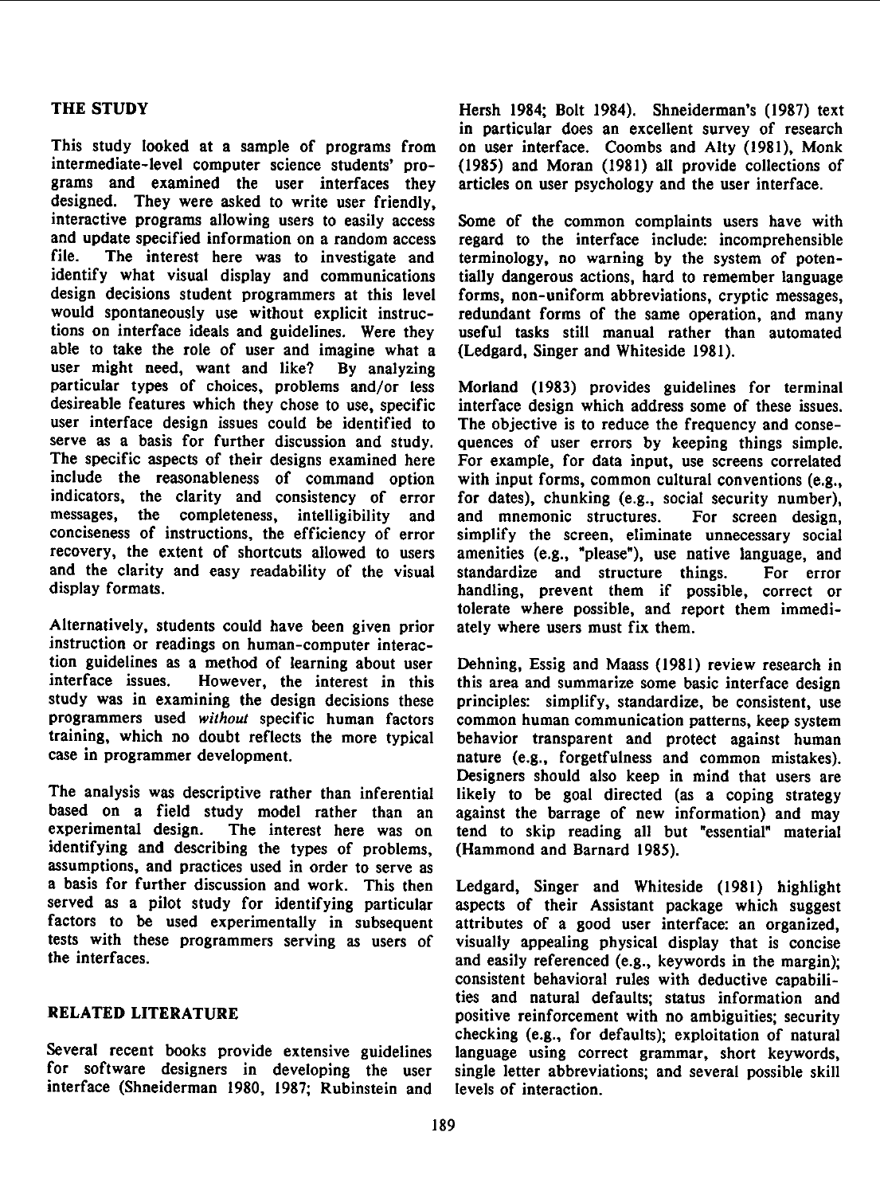## THE STUDY

This study looked at a sample of programs from intermediate-level computer science students' programs and examined the user interfaces they designed. They were asked to write user friendly, interactive programs allowing users to easily access and update specified information on a random access file. The interest here was to investigate and identify what visual display and communications design decisions student programmers at this level would spontaneously use without explicit instructions on interface ideals and guidelines. Were they able to take the role of user and imagine what a user might need, want and like? By analyzing particular types of choices, problems and/or less desireable features which they chose to use, specific user interface design issues could be identified to serve as a basis for further discussion and study. The specific aspects of their designs examined here include the reasonableness of command option indicators, the clarity and consistency of error messages, the completeness, intelligibility and conciseness of instructions, the efficiency of error recovery, the extent of shortcuts allowed to users and the clarity and easy readability of the visual display formats.

Alternatively, students could have been given prior instruction or readings on human-computer interaction guidelines as a method of learning about user interface issues. However, the interest in this study was in examining the design decisions these programmers used *without* specific human factors training, which no doubt reflects the more typical case in programmer development.

The analysis was descriptive rather than inferential based on a field study model rather than an experimental design. The interest here was on identifying and describing the types of problems, assumptions, and practices used in order to serve as a basis for further discussion and work. This then served as a pilot study for identifying particular factors to be used experimentally in subsequent tests with these programmers serving as users of the interfaces.

## RELATED LITERATURE

Several recent books provide extensive guidelines for software designers in developing the user interface (Shneiderman 1980, 1987; Rubinstein and Hersh 1984; Bolt 1984). Shneiderman's (1987) text in particular does an excellent survey of research on user interface. Coombs and Alty (1981), Monk (1985) and Moran (1981) all provide collections of articles on user psychology and the user interface.

Some of the common complaints users have with regard to the interface include: incomprehensible terminology, no warning by the system of potentially dangerous actions, hard to remember language forms, non-uniform abbreviations, cryptic messages, redundant forms of the same operation, and many useful tasks still manual rather than automated (Ledgard, Singer and Whiteside 1981).

Morland (1983) provides guidelines for terminal interface design which address some of these issues. The objective is to reduce the frequency and consequences of user errors by keeping things simple. For example, for data input, use screens correlated with input forms, common cultural conventions (e.g., for dates), chunking (e.g., social security number), and mnemonic structures. For screen design, simplify the screen, eliminate unnecessary social amenities (e.g., "please"), use native language, and standardize and structure things. For error handling, prevent them if possible, correct or tolerate where possible, and report them immediately where users must fix them.

Dehning, Essig and Maass (1981) review research in this area and summarize some basic interface design principles: simplify, standardize, be consistent, use common human communication patterns, keep system behavior transparent and protect against human nature (e.g., forgetfulness and common mistakes). Designers should also keep in mind that users are likely to be goal directed (as a coping strategy against the barrage of new information) and may tend to skip reading all but "essential" material (Hammond and Barnard 1985).

Ledgard, Singer and Whiteside (1981) highlight aspects of their Assistant package which suggest attributes of a good user interface: an organized, visually appealing physical display that is concise and easily referenced (e.g., keywords in the margin); consistent behavioral rules with deductive capabilities and natural defaults; status information and positive reinforcement with no ambiguities; security checking (e.g., for defaults); exploitation of natural language using correct grammar, short keywords, single letter abbreviations; and several possible skill levels of interaction.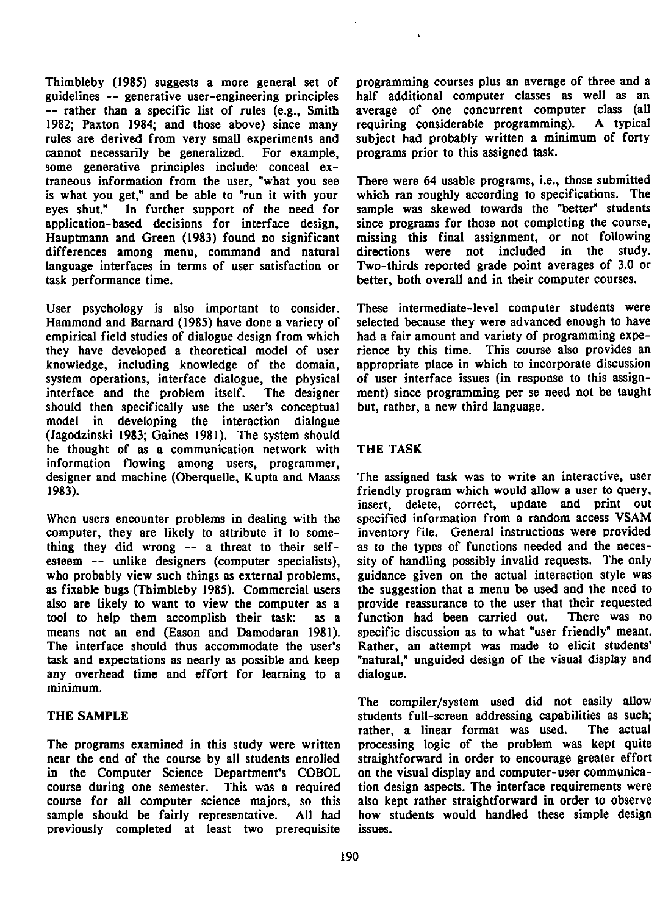Thimbleby (1985) suggests a more general set of guidelines -- generative user-engineering principles -- rather than a specific list of rules (e.g., Smith 1982; Paxton 1984; and those above) since many rules are derived from very small experiments and cannot necessarily be generalized. For example, some generative principles include: conceal extraneous information from the user, "what you see is what you get," and be able to "run it with your eyes shut." In further support of the need for application-based decisions for interface design, Hauptmann and Green (1983) found no significant differences among menu, command and natural language interfaces in terms of user satisfaction or task performance time.

User psychology is also important to consider. Hammond and Barnard (1985) have done a variety of empirical field studies of dialogue design from which they have developed a theoretical model of user knowledge, including knowledge of the domain, system operations, interface dialogue, the physical interface and the problem itself. The designer should then specifically use the user's conceptual model in developing the interaction dialogue (Jagodzinski 1983; Gaines 1981). The system should be thought of as a communication network with information flowing among users, programmer, designer and machine (Oberquelle, Kupta and Maass 1983).

When users encounter problems in dealing with the computer, they are likely to attribute it to something they did wrong -- a threat to their self-esteem -- unlike designers (computer specialists), who probably view such things as external problems, as fixable bugs (Thimbleby 1985). Commercial users also are likely to want to view the computer as a tool to help them accomplish their task: as a means not an end (Eason and Damodaran 1981). The interface should thus accommodate the user's task and expectations as nearly as possible and keep any overhead time and effort for learning to a minimum.

## THE SAMPLE

The programs examined in this study were written near the end of the course by all students enrolled in the Computer Science Department's COBOL course during one semester. This was a required course for all computer science majors, so this sample should be fairly representative. All had previously completed at least two prerequisite programming courses plus an average of three and a half additional computer classes as well as an average of one concurrent computer class (all requiring considerable programming). A typical subject had probably written a minimum of forty programs prior to this assigned task.

There were 64 usable programs, i.e., those submitted which ran roughly according to specifications. The sample was skewed towards the "better" students since programs for those not completing the course, missing this final assignment, or not following directions were not included in the study. Two-thirds reported grade point averages of 3.0 or better, both overall and in their computer courses.

These intermediate-level computer students were selected because they were advanced enough to have had a fair amount and variety of programming experience by this time. This course also provides an appropriate place in which to incorporate discussion of user interface issues (in response to this assignment) since programming per se need not be taught but, rather, a new third language.

## THE TASK

The assigned task was to write an interactive, user friendly program which would allow a user to query, insert, delete, correct, update and print out specified information from a random access VSAM inventory file. General instructions were provided as to the types of functions needed and the necessity of handling possibly invalid requests. The only guidance given on the actual interaction style was the suggestion that a menu be used and the need to provide reassurance to the user that their requested function had been carried out. There was no specific discussion as to what "user friendly" meant. Rather, an attempt was made to elicit students' "natural," unguided design of the visual display and dialogue.

The compiler/system used did not easily allow students full-screen addressing capabilities as such; rather, a linear format was used. The actual processing logic of the problem was kept quite straightforward in order to encourage greater effort on the visual display and computer-user communication design aspects. The interface requirements were also kept rather straightforward in order to observe how students would handled these simple design issues.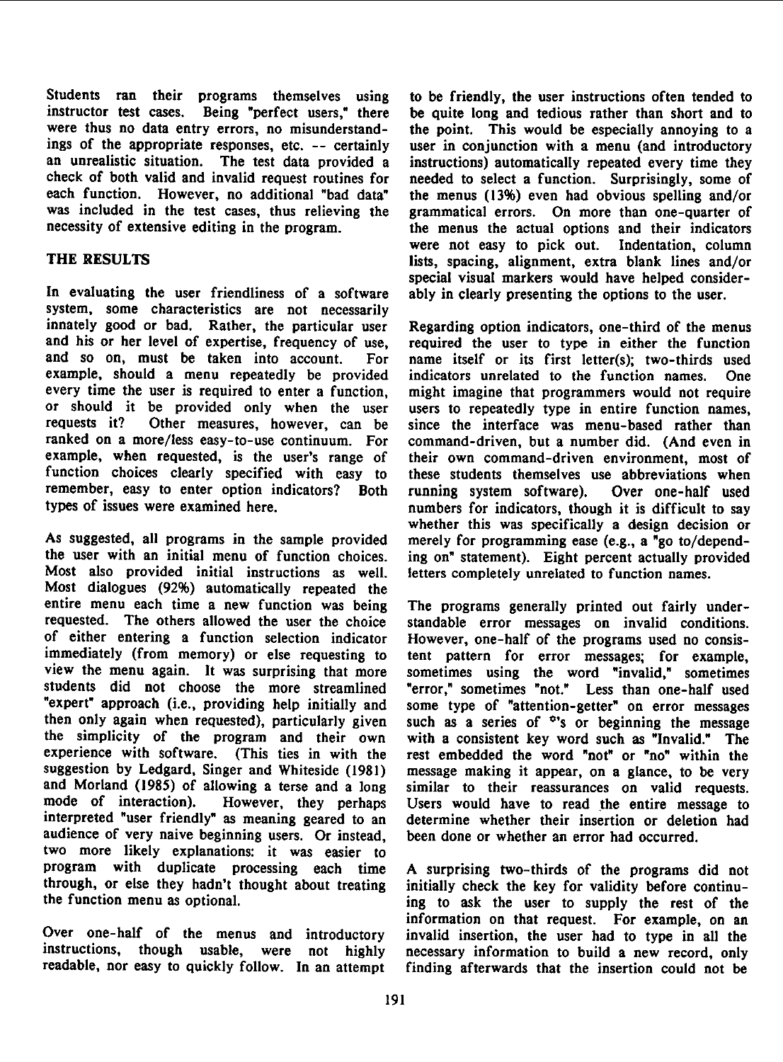Students ran their programs themselves using instructor test cases. Being "perfect users," there were thus no data entry errors, no misunderstandings of the appropriate responses, etc. -- certainly an unrealistic situation. The test data provided a check of both valid and invalid request routines for each function. However, no additional "bad data" was included in the test cases, thus relieving the necessity of extensive editing in the program.

## THE RESULTS

In evaluating the user friendliness of a software system, some characteristics are not necessarily innately good or bad. Rather, the particular user and his or her level of expertise, frequency of use, and so on, must be taken into account. For example, should a menu repeatedly be provided every time the user is required to enter a function, or should it be provided only when the user requests it? Other measures, however, can be ranked on a more/less easy-to-use continuum. For example, when requested, is the user's range of function choices clearly specified with easy to remember, easy to enter option indicators? Both types of issues were examined here.

As suggested, all programs in the sample provided the user with an initial menu of function choices. Most also provided initial instructions as well. Most dialogues (92%) automatically repeated the entire menu each time a new function was being requested. The others allowed the user the choice of either entering a function selection indicator immediately (from memory) or else requesting to view the menu again. It was surprising that more students did not choose the more streamlined "expert" approach (i.e., providing help initially and then only again when requested), particularly given the simplicity of the program and their own experience with software. (This ties in with the suggestion by Ledgard, Singer and Whiteside (1981) and Morland (1985) of allowing a terse and a long mode of interaction). However, they perhaps interpreted "user friendly" as meaning geared to an audience of very naive beginning users. Or instead, two more likely explanations: it was easier to program with duplicate processing each time through, or else they hadn't thought about treating the function menu as optional.

Over one-half of the menus and introductory instructions, though usable, were not highly readable, nor easy to quickly follow. In an attempt to be friendly, the user instructions often tended to be quite long and tedious rather than short and to the point. This would be especially annoying to a user in conjunction with a menu (and introductory instructions) automatically repeated every time they needed to select a function. Surprisingly, some of the menus (13%) even had obvious spelling and/or grammatical errors. On more than one-quarter of the menus the actual options and their indicators were not easy to pick out. Indentation, column lists, spacing, alignment, extra blank lines and/or special visual markers would have helped considerably in clearly presenting the options to the user.

Regarding option indicators, one-third of the menus required the user to type in either the function name itself or its first letter(s); two-thirds used indicators unrelated to the function names. One might imagine that programmers would not require users to repeatedly type in entire function names, since the interface was menu-based rather than command-driven, but a number did. (And even in their own command-driven environment, most of these students themselves use abbreviations when running system software). Over one-half used numbers for indicators, though it is difficult to say whether this was specifically a design decision or merely for programming ease (e.g., a "go to/depending on" statement). Eight percent actually provided letters completely unrelated to function names.

The programs generally printed out fairly understandable error messages on invalid conditions. However, one-half of the programs used no consistent pattern for error messages; for example, sometimes using the word "invalid," sometimes "error," sometimes "not." Less than one-half used some type of "attention-getter" on error messages such as a series of *'s or beginning the message with a consistent key word such as "Invalid." The rest embedded the word "not" or "no" within the message making it appear, on a glance, to be very similar to their reassurances on valid requests. Users would have to read the entire message to determine whether their insertion or deletion had been done or whether an error had occurred.

A surprising two-thirds of the programs did not initially check the key for validity before continuing to ask the user to supply the rest of the information on that request. For example, on an invalid insertion, the user had to type in all the necessary information to build a new record, only finding afterwards that the insertion could not be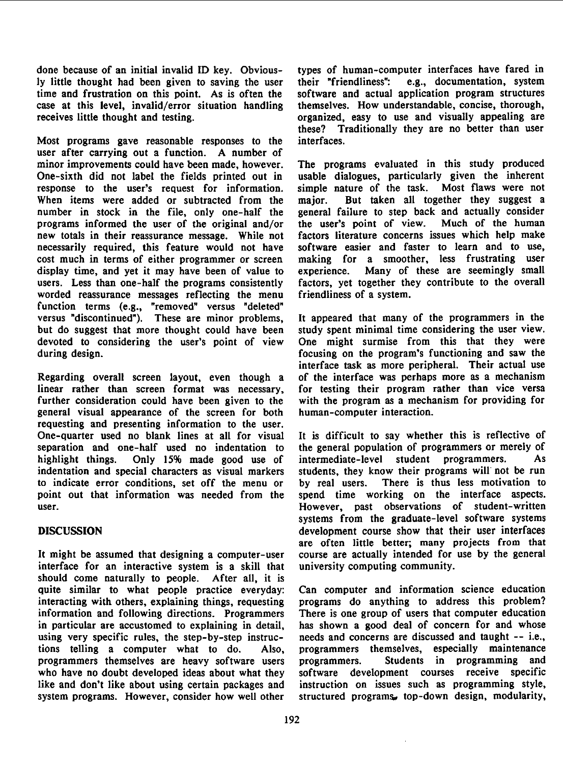done because of an initial invalid ID key. Obviously little thought had been given to saving the user time and frustration on this point. As is often the case at this level, invalid/error situation handling receives little thought and testing.

Most programs gave reasonable responses to the user after carrying out a function. A number of minor improvements could have been made, however. One-sixth did not label the fields printed out in response to the user's request for information. When items were added or subtracted from the number in stock in the file, only one-half the programs informed the user of the original and/or new totals in their reassurance message. While not necessarily required, this feature would not have cost much in terms of either programmer or screen display time, and yet it may have been of value to users. Less than one-half the programs consistently worded reassurance messages reflecting the menu function terms (e.g., "removed" versus "deleted" versus "discontinued"). These are minor problems, but do suggest that more thought could have been devoted to considering the user's point of view during design.

Regarding overall screen layout, even though a linear rather than screen format was necessary, further consideration could have been given to the general visual appearance of the screen for both requesting and presenting information to the user. One-quarter used no blank lines at all for visual separation and one-half used no indentation to highlight things. Only 15% made good use of indentation and special characters as visual markers to indicate error conditions, set off the menu or point out that information was needed from the user.

## DISCUSSION

It might be assumed that designing a computer-user interface for an interactive system is a skill that should come naturally to people. After all, it is quite similar to what people practice everyday: interacting with others, explaining things, requesting information and following directions. Programmers in particular are accustomed to explaining in detail, using very specific rules, the step-by-step instructions telling a computer what to do. Also, programmers themselves are heavy software users who have no doubt developed ideas about what they like and don't like about using certain packages and system programs. However, consider how well other types of human-computer interfaces have fared in their "friendliness": e.g., documentation, system software and actual application program structures themselves. How understandable, concise, thorough, organized, easy to use and visually appealing are these? Traditionally they are no better than user interfaces.

The programs evaluated in this study produced usable dialogues, particularly given the inherent simple nature of the task. Most flaws were not major. But taken all together they suggest a general failure to step back and actually consider the user's point of view. Much of the human factors literature concerns issues which help make software easier and faster to learn and to use, making for a smoother, less frustrating user experience. Many of these are seemingly small factors, yet together they contribute to the overall friendliness of a system.

It appeared that many of the programmers in the study spent minimal time considering the user view. One might surmise from this that they were focusing on the program's functioning and saw the interface task as more peripheral. Their actual use of the interface was perhaps more as a mechanism for testing their program rather than vice versa with the program as a mechanism for providing for human-computer interaction.

It is difficult to say whether this is reflective of the general population of programmers or merely of intermediate-level student programmers. As students, they know their programs will not be run by real users. There is thus less motivation to spend time working on the interface aspects. However, past observations of student-written systems from the graduate-level software systems development course show that their user interfaces are often little better; many projects from that course are actually intended for use by the general university computing community.

Can computer and information science education programs do anything to address this problem? There is one group of users that computer education has shown a good deal of concern for and whose needs and concerns are discussed and taught -- i.e., programmers themselves, especially maintenance programmers. Students in programming and software development courses receive specific instruction on issues such as programming style, structured programs, top-down design, modularity,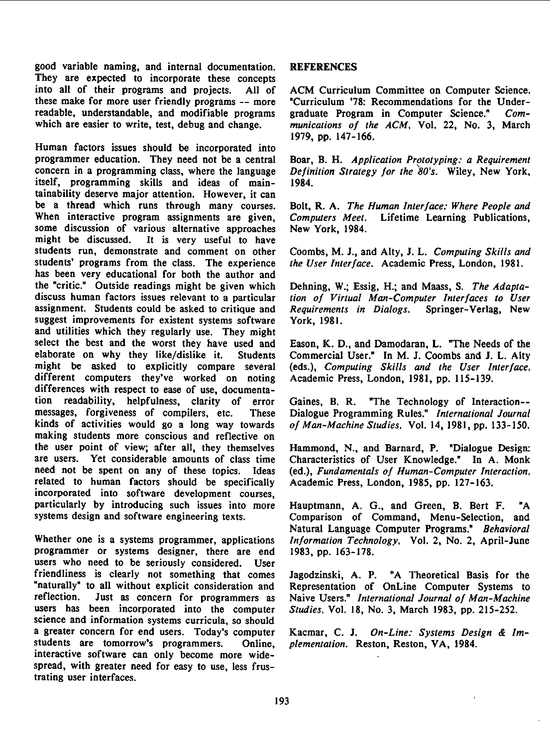good variable naming, and internal documentation. They are expected to incorporate these concepts into all of their programs and projects. All of these make for more user friendly programs -- more readable, understandable, and modifiable programs which are easier to write, test, debug and change.

Human factors issues should be incorporated into programmer education. They need not be a central concern in a programming class, where the language itself, programming skills and ideas of maintainability deserve major attention. However, it can be a thread which runs through many courses. When interactive program assignments are given, some discussion of various alternative approaches might be discussed. It is very useful to have students run, demonstrate and comment on other students' programs from the class. The experience has been very educational for both the author and the "critic." Outside readings might be given which discuss human factors issues relevant to a particular assignment. Students could be asked to critique and suggest improvements for existent systems software and utilities which they regularly use. They might select the best and the worst they have used and elaborate on why they like/dislike it. Students might be asked to explicitly compare several different computers they've worked on noting differences with respect to ease of use, documentation readability, helpfulness, clarity of error messages, forgiveness of compilers, etc. These kinds of activities would go a long way towards making students more conscious and reflective on the user point of view; after all, they themselves are users. Yet considerable amounts of class time need not be spent on any of these topics. Ideas related to human factors should be specifically incorporated into software development courses, particularly by introducing such issues into more systems design and software engineering texts.

Whether one is a systems programmer, applications programmer or systems designer, there are end users who need to be seriously considered. User friendliness is clearly not something that comes "naturally" to all without explicit consideration and reflection. Just as concern for programmers as users has been incorporated into the computer science and information systems curricula, so should a greater concern for end users. Today's computer students are tomorrow's programmers. Online, interactive software can only become more widespread, with greater need for easy to use, less frustrating user interfaces.

## REFERENCES

ACM Curriculum Committee on Computer Science. "Curriculum '78: Recommendations for the Undergraduate Program in Computer Science." *Communications of the ACM*, Vol. 22, No. 3, March 1979, pp. 147-166.

Boar, B. H. *Application Prototyping: a Requirement Definition Strategy for the 80's*. Wiley, New York, 1984.

Bolt, R. A. *The Human Interface: Where People and Computers Meet*. Lifetime Learning Publications, New York, 1984.

Coombs, M. J., and Alty, J. L. *Computing Skills and the User Interface*. Academic Press, London, 1981.

Dehning, W.; Essig, H.; and Maass, S. *The Adaptation of Virtual Man-Computer Interfaces to User Requirements in Dialogs*. Springer-Verlag, New York, 1981.

Eason, K. D., and Damodaran, L. "The Needs of the Commercial User." In M. J. Coombs and J. L. Alty (eds.), *Computing Skills and the User Interface*, Academic Press, London, 1981, pp. 115-139.

Gaines, B. R. "The Technology of Interaction--Dialogue Programming Rules." *International Journal of Man-Machine Studies*, Vol. 14, 1981, pp. 133-150.

Hammond, N., and Barnard, P. "Dialogue Design: Characteristics of User Knowledge." In A. Monk (ed.), *Fundamentals of Human-Computer Interaction*, Academic Press, London, 1985, pp. 127-163.

Hauptmann, A. G., and Green, B. Bert F. "A Comparison of Command, Menu-Selection, and Natural Language Computer Programs." *Behavioral Information Technology*, Vol. 2, No. 2, April-June 1983, pp. 163-178.

Jagodzinski, A. P. "A Theoretical Basis for the Representation of OnLine Computer Systems to Naive Users." *International Journal of Man-Machine Studies*, Vol. 18, No. 3, March 1983, pp. 215-252.

Kacmar, C. J. *On-Line: Systems Design & Implementation*. Reston, Reston, VA, 1984.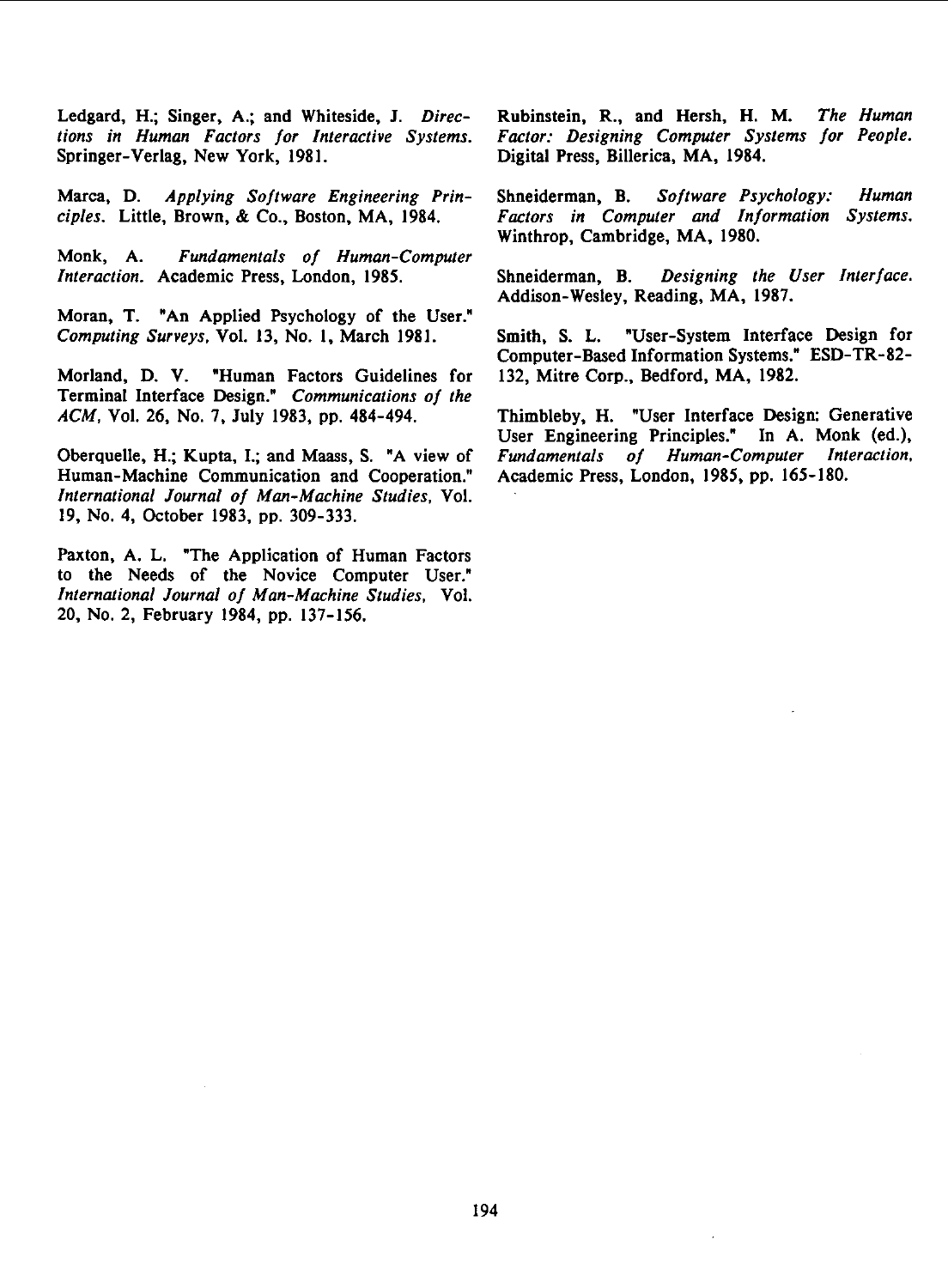Ledgard, H.; Singer, A.; and Whiteside, J. *Directions in Human Factors for Interactive Systems.* Springer-Verlag, New York, 1981.

Marca, D. *Applying Software Engineering Principles.* Little, Brown, & Co., Boston, MA, 1984.

Monk, A. *Fundamentals of Human-Computer Interaction.* Academic Press, London, 1985.

Moran, T. "An Applied Psychology of the User." *Computing Surveys,* Vol. 13, No. 1, March 1981.

Morland, D. V. "Human Factors Guidelines for Terminal Interface Design." *Communications of the ACM,* Vol. 26, No. 7, July 1983, pp. 484-494.

Oberquelle, H.; Kupta, I.; and Maass, S. "A view of Human-Machine Communication and Cooperation." *International Journal of Man-Machine Studies,* Vol. 19, No. 4, October 1983, pp. 309-333.

Paxton, A. L. "The Application of Human Factors to the Needs of the Novice Computer User." *International Journal of Man-Machine Studies,* Vol. 20, No. 2, February 1984, pp. 137-156.

Rubinstein, R., and Hersh, H. M. *The Human Factor: Designing Computer Systems for People.* Digital Press, Billerica, MA, 1984.

Shneiderman, B. *Software Psychology: Human Factors in Computer and Information Systems.* Winthrop, Cambridge, MA, 1980.

Shneiderman, B. *Designing the User Interface.* Addison-Wesley, Reading, MA, 1987.

Smith, S. L. "User-System Interface Design for Computer-Based Information Systems." ESD-TR-82-132, Mitre Corp., Bedford, MA, 1982.

Thimbleby, H. "User Interface Design: Generative User Engineering Principles." In A. Monk (ed.), *Fundamentals of Human-Computer Interaction,* Academic Press, London, 1985, pp. 165-180.